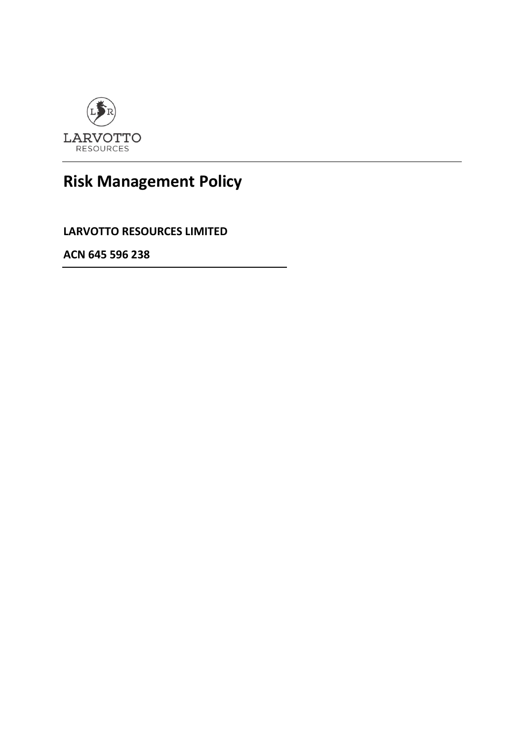LARVOTTO
RESOURCES

# Risk Management Policy

**LARVOTTO RESOURCES LIMITED**

**ACN 645 596 238**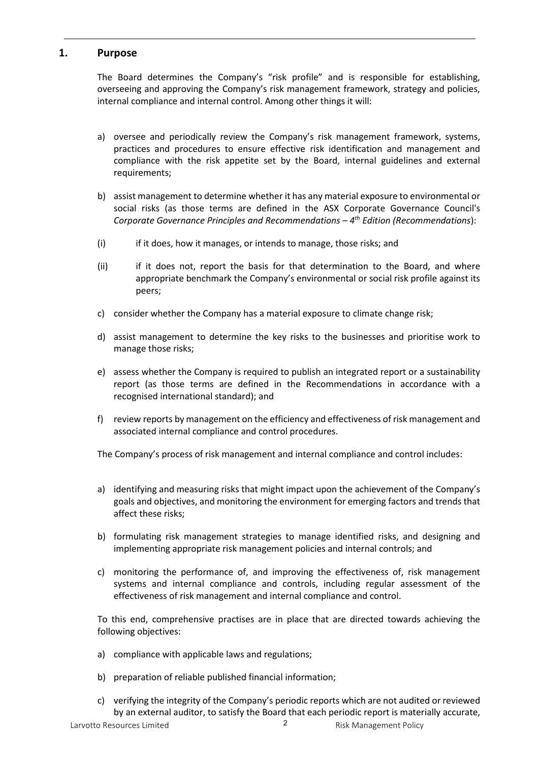## 1. Purpose

The Board determines the Company's "risk profile" and is responsible for establishing, overseeing and approving the Company's risk management framework, strategy and policies, internal compliance and internal control. Among other things it will:

a) oversee and periodically review the Company's risk management framework, systems, practices and procedures to ensure effective risk identification and management and compliance with the risk appetite set by the Board, internal guidelines and external requirements;

b) assist management to determine whether it has any material exposure to environmental or social risks (as those terms are defined in the ASX Corporate Governance Council's *Corporate Governance Principles and Recommendations – 4th Edition (Recommendations*):

(i) if it does, how it manages, or intends to manage, those risks; and

(ii) if it does not, report the basis for that determination to the Board, and where appropriate benchmark the Company's environmental or social risk profile against its peers;

c) consider whether the Company has a material exposure to climate change risk;

d) assist management to determine the key risks to the businesses and prioritise work to manage those risks;

e) assess whether the Company is required to publish an integrated report or a sustainability report (as those terms are defined in the Recommendations in accordance with a recognised international standard); and

f) review reports by management on the efficiency and effectiveness of risk management and associated internal compliance and control procedures.

The Company's process of risk management and internal compliance and control includes:

a) identifying and measuring risks that might impact upon the achievement of the Company's goals and objectives, and monitoring the environment for emerging factors and trends that affect these risks;

b) formulating risk management strategies to manage identified risks, and designing and implementing appropriate risk management policies and internal controls; and

c) monitoring the performance of, and improving the effectiveness of, risk management systems and internal compliance and controls, including regular assessment of the effectiveness of risk management and internal compliance and control.

To this end, comprehensive practises are in place that are directed towards achieving the following objectives:

a) compliance with applicable laws and regulations;

b) preparation of reliable published financial information;

c) verifying the integrity of the Company's periodic reports which are not audited or reviewed by an external auditor, to satisfy the Board that each periodic report is materially accurate,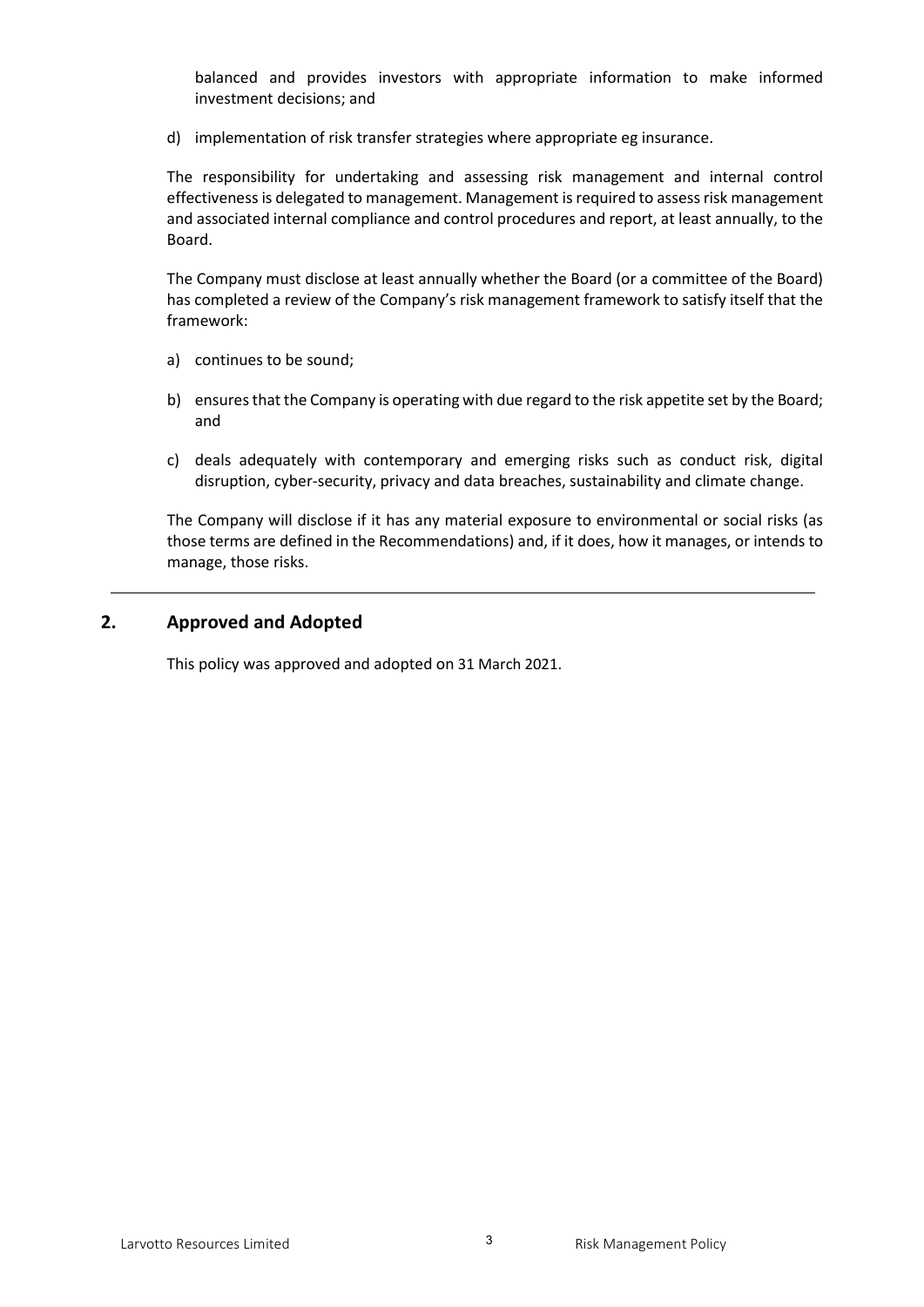balanced and provides investors with appropriate information to make informed investment decisions; and

d) implementation of risk transfer strategies where appropriate eg insurance.

The responsibility for undertaking and assessing risk management and internal control effectiveness is delegated to management. Management is required to assess risk management and associated internal compliance and control procedures and report, at least annually, to the Board.

The Company must disclose at least annually whether the Board (or a committee of the Board) has completed a review of the Company's risk management framework to satisfy itself that the framework:

a) continues to be sound;

b) ensures that the Company is operating with due regard to the risk appetite set by the Board; and

c) deals adequately with contemporary and emerging risks such as conduct risk, digital disruption, cyber-security, privacy and data breaches, sustainability and climate change.

The Company will disclose if it has any material exposure to environmental or social risks (as those terms are defined in the Recommendations) and, if it does, how it manages, or intends to manage, those risks.

---

## 2. Approved and Adopted

This policy was approved and adopted on 31 March 2021.